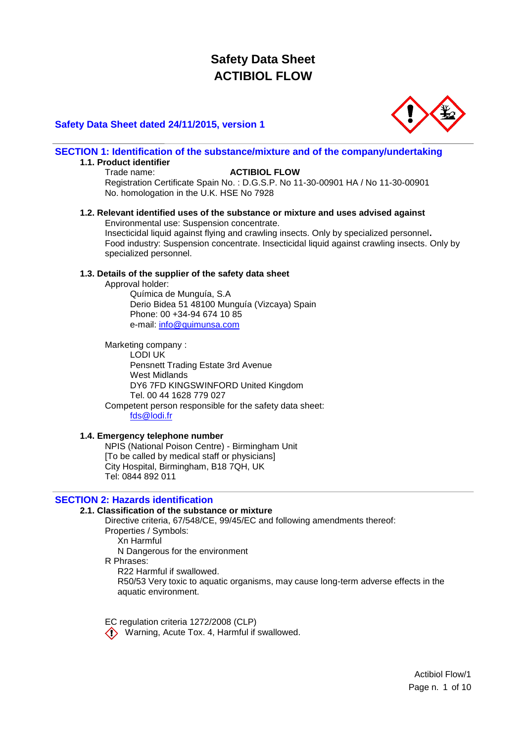# Safety Data Sheet
# ACTIBIOL FLOW

**Safety Data Sheet dated 24/11/2015, version 1**

## SECTION 1: Identification of the substance/mixture and of the company/undertaking

### 1.1. Product identifier

Trade name: **ACTIBIOL FLOW**

Registration Certificate Spain No. : D.G.S.P. No 11-30-00901 HA / No 11-30-00901

No. homologation in the U.K. HSE No 7928

### 1.2. Relevant identified uses of the substance or mixture and uses advised against

Environmental use: Suspension concentrate.

Insecticidal liquid against flying and crawling insects. Only by specialized personnel**.**

Food industry: Suspension concentrate. Insecticidal liquid against crawling insects. Only by specialized personnel.

### 1.3. Details of the supplier of the safety data sheet

Approval holder:

Química de Munguía, S.A
Derio Bidea 51 48100 Munguía (Vizcaya) Spain
Phone: 00 +34-94 674 10 85
e-mail: info@quimunsa.com

Marketing company :

LODI UK
Pensnett Trading Estate 3rd Avenue
West Midlands
DY6 7FD KINGSWINFORD United Kingdom
Tel. 00 44 1628 779 027

Competent person responsible for the safety data sheet:

fds@lodi.fr

### 1.4. Emergency telephone number

NPIS (National Poison Centre) - Birmingham Unit
[To be called by medical staff or physicians]
City Hospital, Birmingham, B18 7QH, UK
Tel: 0844 892 011

## SECTION 2: Hazards identification

### 2.1. Classification of the substance or mixture

Directive criteria, 67/548/CE, 99/45/EC and following amendments thereof:

Properties / Symbols:

- Xn Harmful
- N Dangerous for the environment

R Phrases:

- R22 Harmful if swallowed.
- R50/53 Very toxic to aquatic organisms, may cause long-term adverse effects in the aquatic environment.

EC regulation criteria 1272/2008 (CLP)

Warning, Acute Tox. 4, Harmful if swallowed.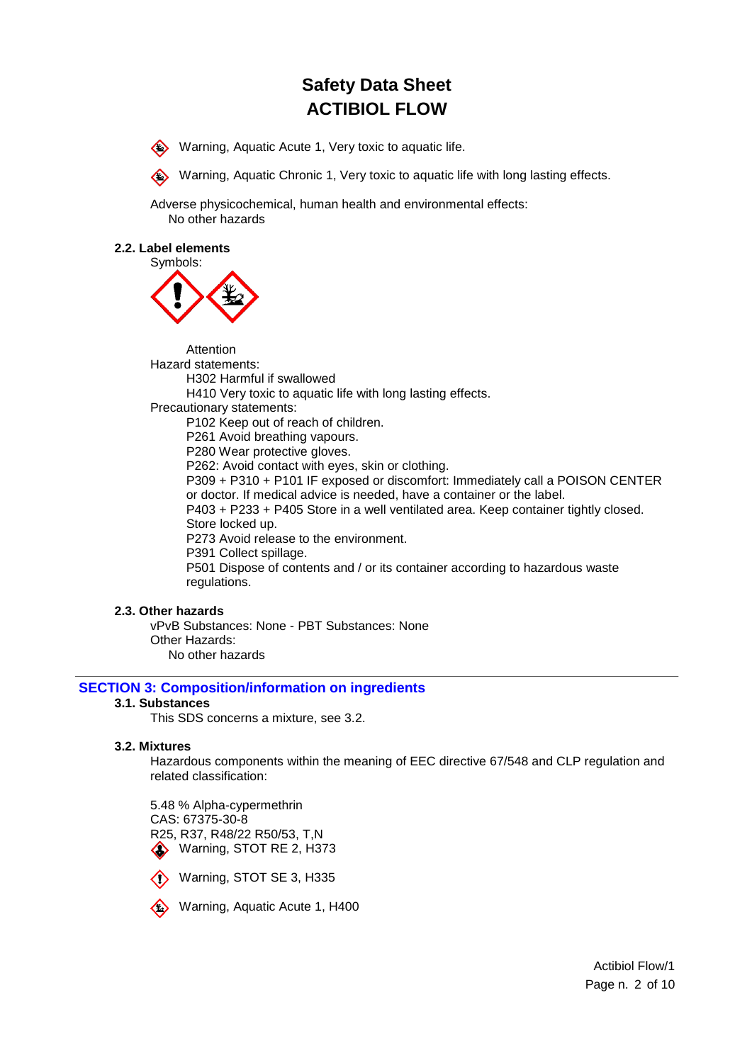# Safety Data Sheet
# ACTIBIOL FLOW

Warning, Aquatic Acute 1, Very toxic to aquatic life.

Warning, Aquatic Chronic 1, Very toxic to aquatic life with long lasting effects.

Adverse physicochemical, human health and environmental effects:
No other hazards

**2.2. Label elements**

Symbols:

Attention

Hazard statements:

H302 Harmful if swallowed

H410 Very toxic to aquatic life with long lasting effects.

Precautionary statements:

P102 Keep out of reach of children.

P261 Avoid breathing vapours.

P280 Wear protective gloves.

P262: Avoid contact with eyes, skin or clothing.

P309 + P310 + P101 IF exposed or discomfort: Immediately call a POISON CENTER or doctor. If medical advice is needed, have a container or the label.

P403 + P233 + P405 Store in a well ventilated area. Keep container tightly closed. Store locked up.

P273 Avoid release to the environment.

P391 Collect spillage.

P501 Dispose of contents and / or its container according to hazardous waste regulations.

**2.3. Other hazards**

vPvB Substances: None - PBT Substances: None

Other Hazards:

No other hazards

## SECTION 3: Composition/information on ingredients

**3.1. Substances**

This SDS concerns a mixture, see 3.2.

**3.2. Mixtures**

Hazardous components within the meaning of EEC directive 67/548 and CLP regulation and related classification:

5.48 % Alpha-cypermethrin
CAS: 67375-30-8
R25, R37, R48/22 R50/53, T,N

Warning, STOT RE 2, H373

Warning, STOT SE 3, H335

Warning, Aquatic Acute 1, H400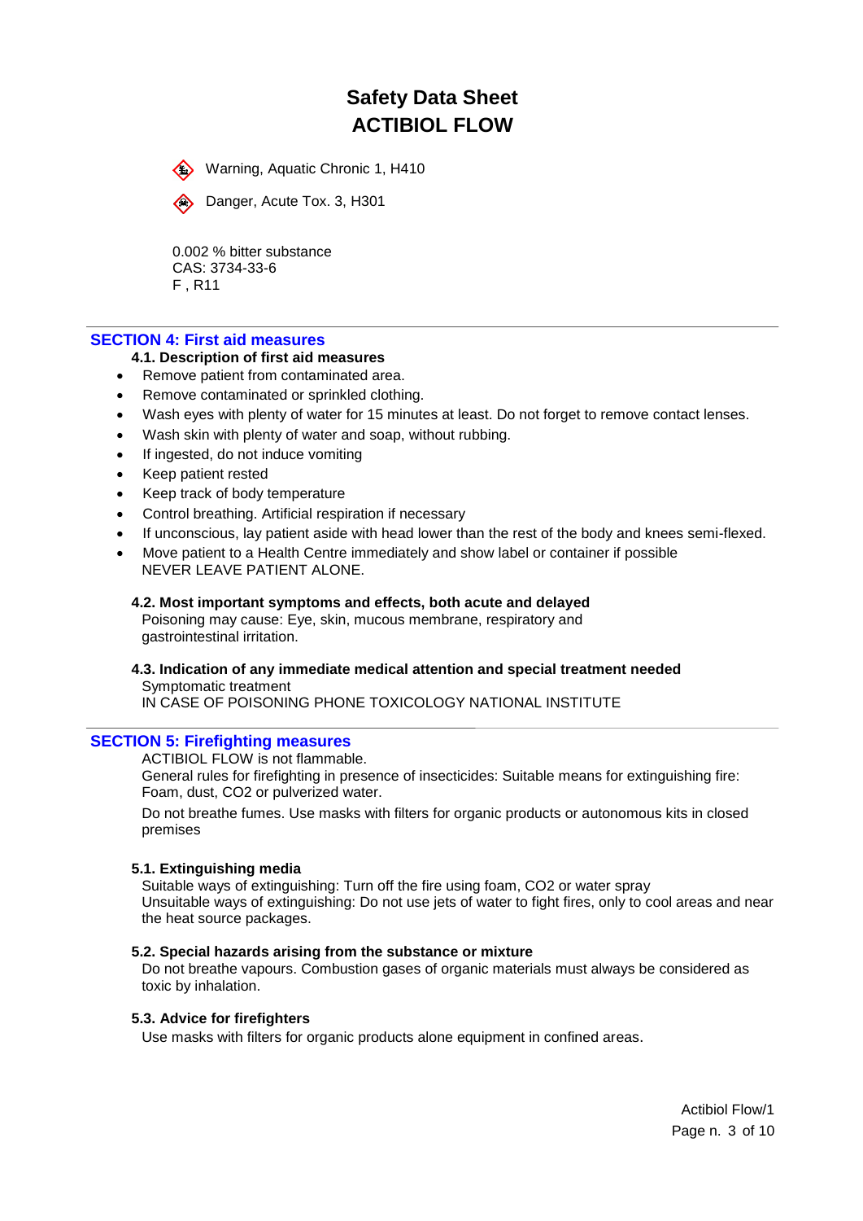# Safety Data Sheet
# ACTIBIOL FLOW

Warning, Aquatic Chronic 1, H410

Danger, Acute Tox. 3, H301

0.002 % bitter substance
CAS: 3734-33-6
F , R11

## SECTION 4: First aid measures

### 4.1. Description of first aid measures

- Remove patient from contaminated area.
- Remove contaminated or sprinkled clothing.
- Wash eyes with plenty of water for 15 minutes at least. Do not forget to remove contact lenses.
- Wash skin with plenty of water and soap, without rubbing.
- If ingested, do not induce vomiting
- Keep patient rested
- Keep track of body temperature
- Control breathing. Artificial respiration if necessary
- If unconscious, lay patient aside with head lower than the rest of the body and knees semi-flexed.
- Move patient to a Health Centre immediately and show label or container if possible
  NEVER LEAVE PATIENT ALONE.

### 4.2. Most important symptoms and effects, both acute and delayed

Poisoning may cause: Eye, skin, mucous membrane, respiratory and gastrointestinal irritation.

### 4.3. Indication of any immediate medical attention and special treatment needed

Symptomatic treatment
IN CASE OF POISONING PHONE TOXICOLOGY NATIONAL INSTITUTE

## SECTION 5: Firefighting measures

ACTIBIOL FLOW is not flammable.
General rules for firefighting in presence of insecticides: Suitable means for extinguishing fire: Foam, dust, $CO_2$ or pulverized water.

Do not breathe fumes. Use masks with filters for organic products or autonomous kits in closed premises

### 5.1. Extinguishing media

Suitable ways of extinguishing: Turn off the fire using foam, $CO_2$ or water spray
Unsuitable ways of extinguishing: Do not use jets of water to fight fires, only to cool areas and near the heat source packages.

### 5.2. Special hazards arising from the substance or mixture

Do not breathe vapours. Combustion gases of organic materials must always be considered as toxic by inhalation.

### 5.3. Advice for firefighters

Use masks with filters for organic products alone equipment in confined areas.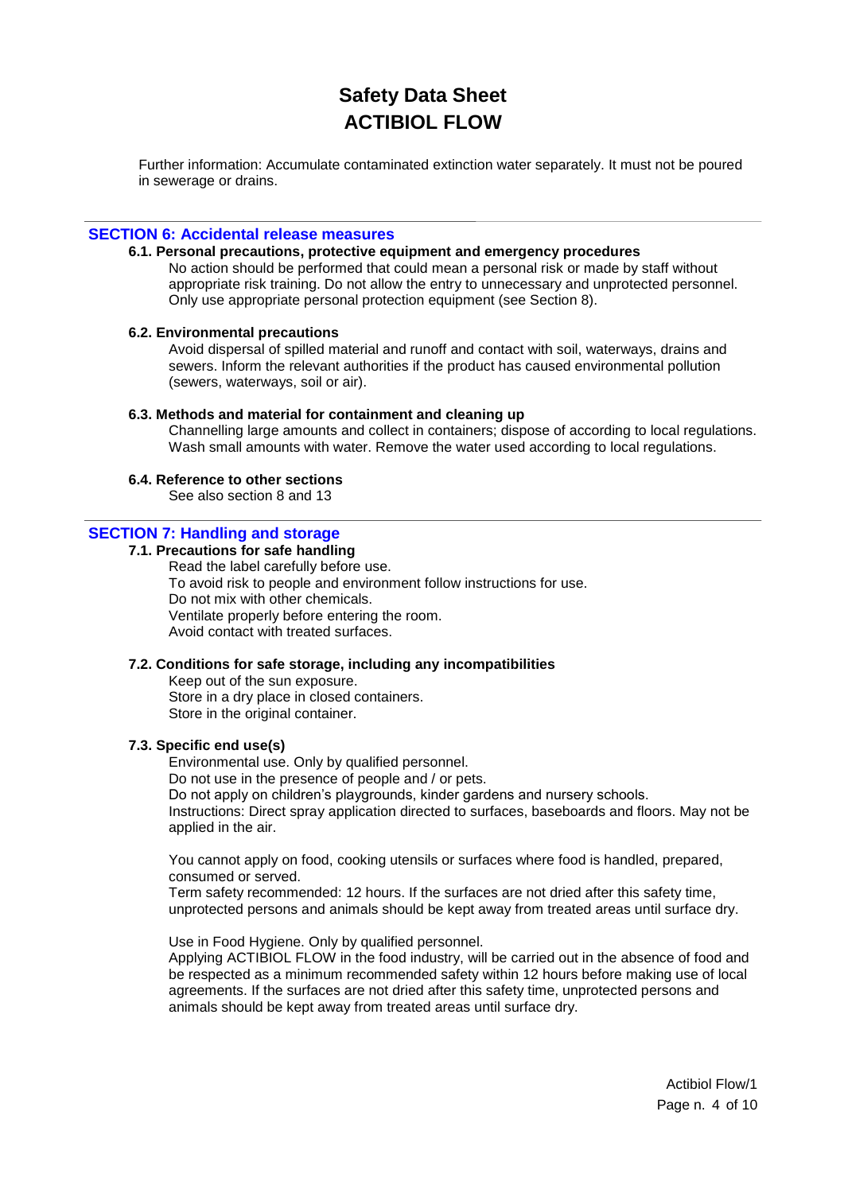Further information: Accumulate contaminated extinction water separately. It must not be poured in sewerage or drains.

## SECTION 6: Accidental release measures

### 6.1. Personal precautions, protective equipment and emergency procedures

No action should be performed that could mean a personal risk or made by staff without appropriate risk training. Do not allow the entry to unnecessary and unprotected personnel. Only use appropriate personal protection equipment (see Section 8).

### 6.2. Environmental precautions

Avoid dispersal of spilled material and runoff and contact with soil, waterways, drains and sewers. Inform the relevant authorities if the product has caused environmental pollution (sewers, waterways, soil or air).

### 6.3. Methods and material for containment and cleaning up

Channelling large amounts and collect in containers; dispose of according to local regulations. Wash small amounts with water. Remove the water used according to local regulations.

### 6.4. Reference to other sections

See also section 8 and 13

## SECTION 7: Handling and storage

### 7.1. Precautions for safe handling

Read the label carefully before use.
To avoid risk to people and environment follow instructions for use.
Do not mix with other chemicals.
Ventilate properly before entering the room.
Avoid contact with treated surfaces.

### 7.2. Conditions for safe storage, including any incompatibilities

Keep out of the sun exposure.
Store in a dry place in closed containers.
Store in the original container.

### 7.3. Specific end use(s)

Environmental use. Only by qualified personnel.
Do not use in the presence of people and / or pets.
Do not apply on children's playgrounds, kinder gardens and nursery schools.
Instructions: Direct spray application directed to surfaces, baseboards and floors. May not be applied in the air.

You cannot apply on food, cooking utensils or surfaces where food is handled, prepared, consumed or served.
Term safety recommended: 12 hours. If the surfaces are not dried after this safety time, unprotected persons and animals should be kept away from treated areas until surface dry.

Use in Food Hygiene. Only by qualified personnel.
Applying ACTIBIOL FLOW in the food industry, will be carried out in the absence of food and be respected as a minimum recommended safety within 12 hours before making use of local agreements. If the surfaces are not dried after this safety time, unprotected persons and animals should be kept away from treated areas until surface dry.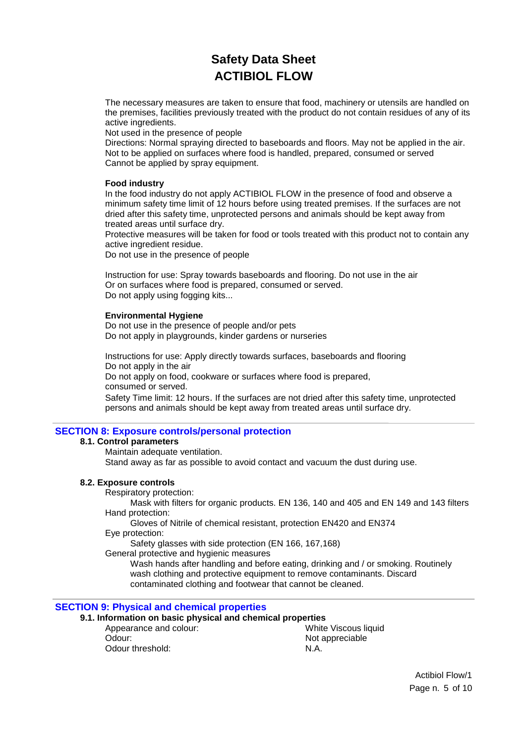The necessary measures are taken to ensure that food, machinery or utensils are handled on the premises, facilities previously treated with the product do not contain residues of any of its active ingredients.
Not used in the presence of people
Directions: Normal spraying directed to baseboards and floors. May not be applied in the air.
Not to be applied on surfaces where food is handled, prepared, consumed or served
Cannot be applied by spray equipment.

**Food industry**
In the food industry do not apply ACTIBIOL FLOW in the presence of food and observe a minimum safety time limit of 12 hours before using treated premises. If the surfaces are not dried after this safety time, unprotected persons and animals should be kept away from treated areas until surface dry.
Protective measures will be taken for food or tools treated with this product not to contain any active ingredient residue.
Do not use in the presence of people

Instruction for use: Spray towards baseboards and flooring. Do not use in the air
Or on surfaces where food is prepared, consumed or served.
Do not apply using fogging kits...

**Environmental Hygiene**
Do not use in the presence of people and/or pets
Do not apply in playgrounds, kinder gardens or nurseries

Instructions for use: Apply directly towards surfaces, baseboards and flooring
Do not apply in the air
Do not apply on food, cookware or surfaces where food is prepared,
consumed or served.
Safety Time limit: 12 hours. If the surfaces are not dried after this safety time, unprotected persons and animals should be kept away from treated areas until surface dry.

## SECTION 8: Exposure controls/personal protection

### 8.1. Control parameters

Maintain adequate ventilation.
Stand away as far as possible to avoid contact and vacuum the dust during use.

### 8.2. Exposure controls

Respiratory protection:
Mask with filters for organic products. EN 136, 140 and 405 and EN 149 and 143 filters

Hand protection:
Gloves of Nitrile of chemical resistant, protection EN420 and EN374

Eye protection:
Safety glasses with side protection (EN 166, 167,168)

General protective and hygienic measures
Wash hands after handling and before eating, drinking and / or smoking. Routinely wash clothing and protective equipment to remove contaminants. Discard contaminated clothing and footwear that cannot be cleaned.

## SECTION 9: Physical and chemical properties

### 9.1. Information on basic physical and chemical properties

| | |
|---|---|
| Appearance and colour: | White Viscous liquid |
| Odour: | Not appreciable |
| Odour threshold: | N.A. |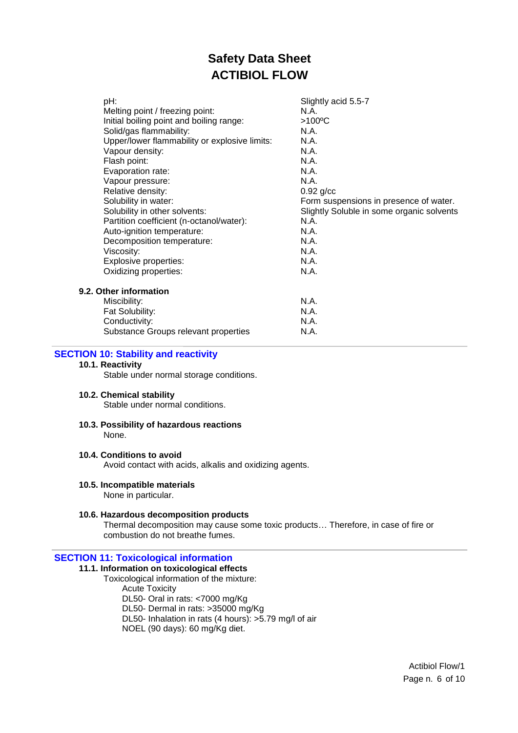| | |
|---|---|
| pH: | Slightly acid 5.5-7 |
| Melting point / freezing point: | N.A. |
| Initial boiling point and boiling range: | >100ºC |
| Solid/gas flammability: | N.A. |
| Upper/lower flammability or explosive limits: | N.A. |
| Vapour density: | N.A. |
| Flash point: | N.A. |
| Evaporation rate: | N.A. |
| Vapour pressure: | N.A. |
| Relative density: | 0.92 g/cc |
| Solubility in water: | Form suspensions in presence of water. |
| Solubility in other solvents: | Slightly Soluble in some organic solvents |
| Partition coefficient (n-octanol/water): | N.A. |
| Auto-ignition temperature: | N.A. |
| Decomposition temperature: | N.A. |
| Viscosity: | N.A. |
| Explosive properties: | N.A. |
| Oxidizing properties: | N.A. |

### 9.2. Other information

| | |
|---|---|
| Miscibility: | N.A. |
| Fat Solubility: | N.A. |
| Conductivity: | N.A. |
| Substance Groups relevant properties | N.A. |

## SECTION 10: Stability and reactivity

### 10.1. Reactivity

Stable under normal storage conditions.

### 10.2. Chemical stability

Stable under normal conditions.

### 10.3. Possibility of hazardous reactions

None.

### 10.4. Conditions to avoid

Avoid contact with acids, alkalis and oxidizing agents.

### 10.5. Incompatible materials

None in particular.

### 10.6. Hazardous decomposition products

Thermal decomposition may cause some toxic products… Therefore, in case of fire or combustion do not breathe fumes.

## SECTION 11: Toxicological information

### 11.1. Information on toxicological effects

Toxicological information of the mixture:

Acute Toxicity
DL50- Oral in rats: <7000 mg/Kg
DL50- Dermal in rats: >35000 mg/Kg
DL50- Inhalation in rats (4 hours): >5.79 mg/l of air
NOEL (90 days): 60 mg/Kg diet.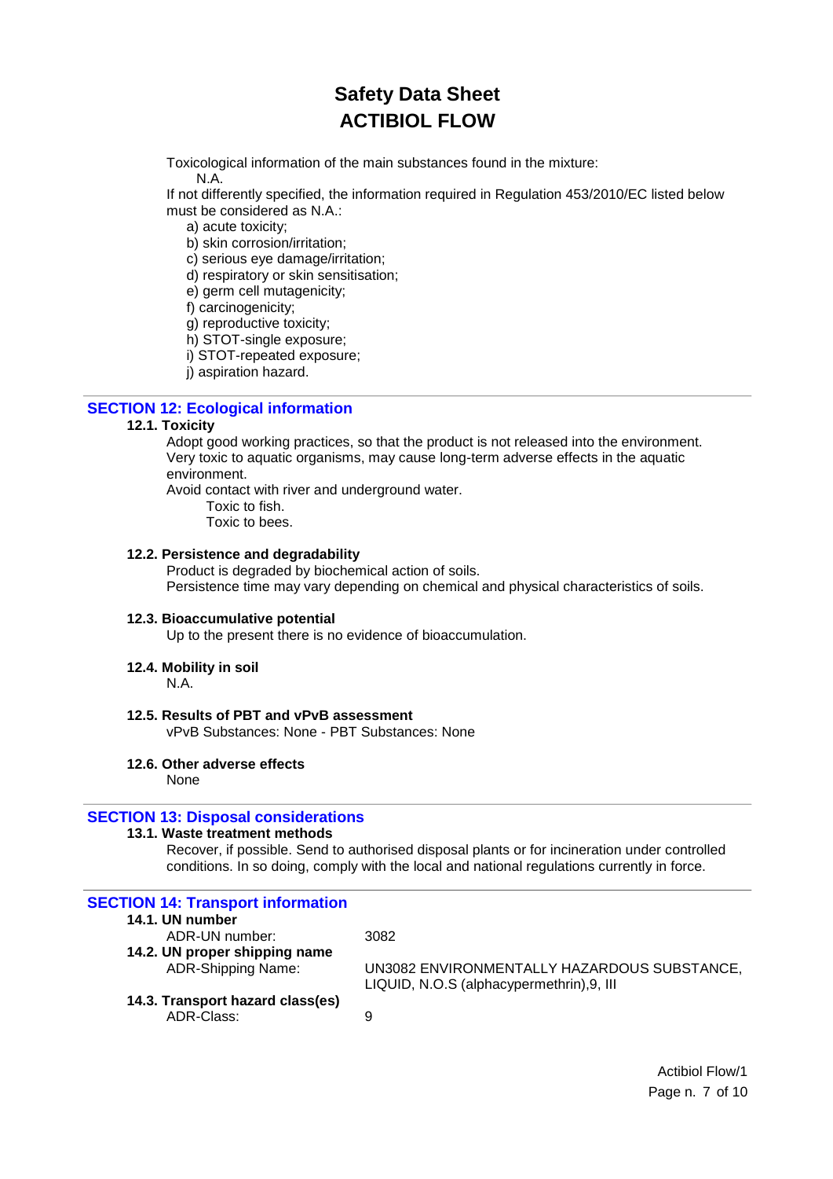Toxicological information of the main substances found in the mixture:

N.A.

If not differently specified, the information required in Regulation 453/2010/EC listed below must be considered as N.A.:

a) acute toxicity;
b) skin corrosion/irritation;
c) serious eye damage/irritation;
d) respiratory or skin sensitisation;
e) germ cell mutagenicity;
f) carcinogenicity;
g) reproductive toxicity;
h) STOT-single exposure;
i) STOT-repeated exposure;
j) aspiration hazard.

## SECTION 12: Ecological information

### 12.1. Toxicity

Adopt good working practices, so that the product is not released into the environment.
Very toxic to aquatic organisms, may cause long-term adverse effects in the aquatic environment.
Avoid contact with river and underground water.

Toxic to fish.
Toxic to bees.

### 12.2. Persistence and degradability

Product is degraded by biochemical action of soils.
Persistence time may vary depending on chemical and physical characteristics of soils.

### 12.3. Bioaccumulative potential

Up to the present there is no evidence of bioaccumulation.

### 12.4. Mobility in soil

N.A.

### 12.5. Results of PBT and vPvB assessment

vPvB Substances: None - PBT Substances: None

### 12.6. Other adverse effects

None

## SECTION 13: Disposal considerations

### 13.1. Waste treatment methods

Recover, if possible. Send to authorised disposal plants or for incineration under controlled conditions. In so doing, comply with the local and national regulations currently in force.

## SECTION 14: Transport information

### 14.1. UN number

ADR-UN number: 3082

### 14.2. UN proper shipping name

ADR-Shipping Name: UN3082 ENVIRONMENTALLY HAZARDOUS SUBSTANCE, LIQUID, N.O.S (alphacypermethrin),9, III

### 14.3. Transport hazard class(es)

ADR-Class: 9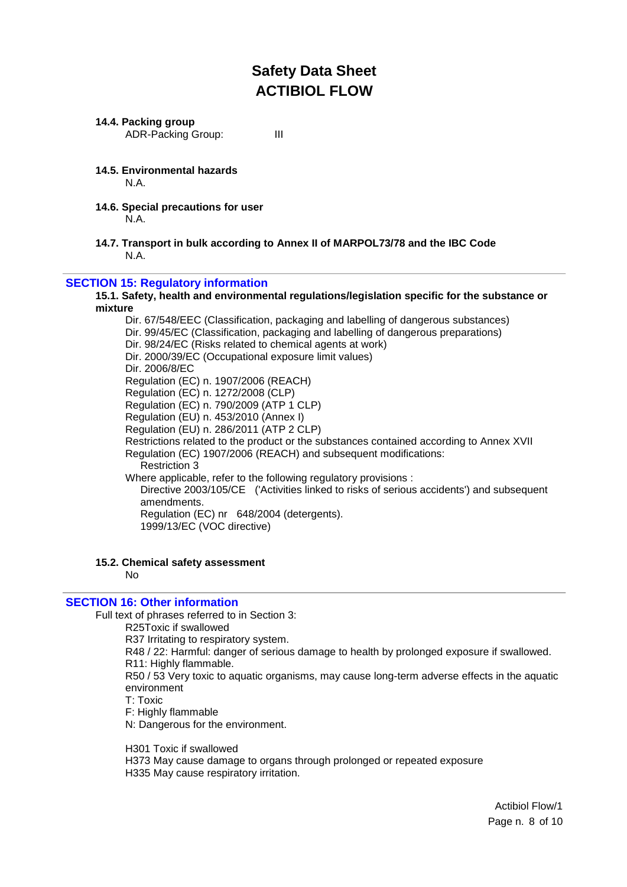#### 14.4. Packing group

ADR-Packing Group: III

#### 14.5. Environmental hazards

N.A.

#### 14.6. Special precautions for user

N.A.

#### 14.7. Transport in bulk according to Annex II of MARPOL73/78 and the IBC Code

N.A.

## SECTION 15: Regulatory information

#### 15.1. Safety, health and environmental regulations/legislation specific for the substance or mixture

Dir. 67/548/EEC (Classification, packaging and labelling of dangerous substances)
Dir. 99/45/EC (Classification, packaging and labelling of dangerous preparations)
Dir. 98/24/EC (Risks related to chemical agents at work)
Dir. 2000/39/EC (Occupational exposure limit values)
Dir. 2006/8/EC
Regulation (EC) n. 1907/2006 (REACH)
Regulation (EC) n. 1272/2008 (CLP)
Regulation (EC) n. 790/2009 (ATP 1 CLP)
Regulation (EU) n. 453/2010 (Annex I)
Regulation (EU) n. 286/2011 (ATP 2 CLP)
Restrictions related to the product or the substances contained according to Annex XVII Regulation (EC) 1907/2006 (REACH) and subsequent modifications:
 Restriction 3
Where applicable, refer to the following regulatory provisions :
 Directive 2003/105/CE ('Activities linked to risks of serious accidents') and subsequent amendments.
 Regulation (EC) nr 648/2004 (detergents).
 1999/13/EC (VOC directive)

#### 15.2. Chemical safety assessment

No

## SECTION 16: Other information

Full text of phrases referred to in Section 3:

R25Toxic if swallowed
R37 Irritating to respiratory system.
R48 / 22: Harmful: danger of serious damage to health by prolonged exposure if swallowed.
R11: Highly flammable.
R50 / 53 Very toxic to aquatic organisms, may cause long-term adverse effects in the aquatic environment
T: Toxic
F: Highly flammable
N: Dangerous for the environment.

H301 Toxic if swallowed
H373 May cause damage to organs through prolonged or repeated exposure
H335 May cause respiratory irritation.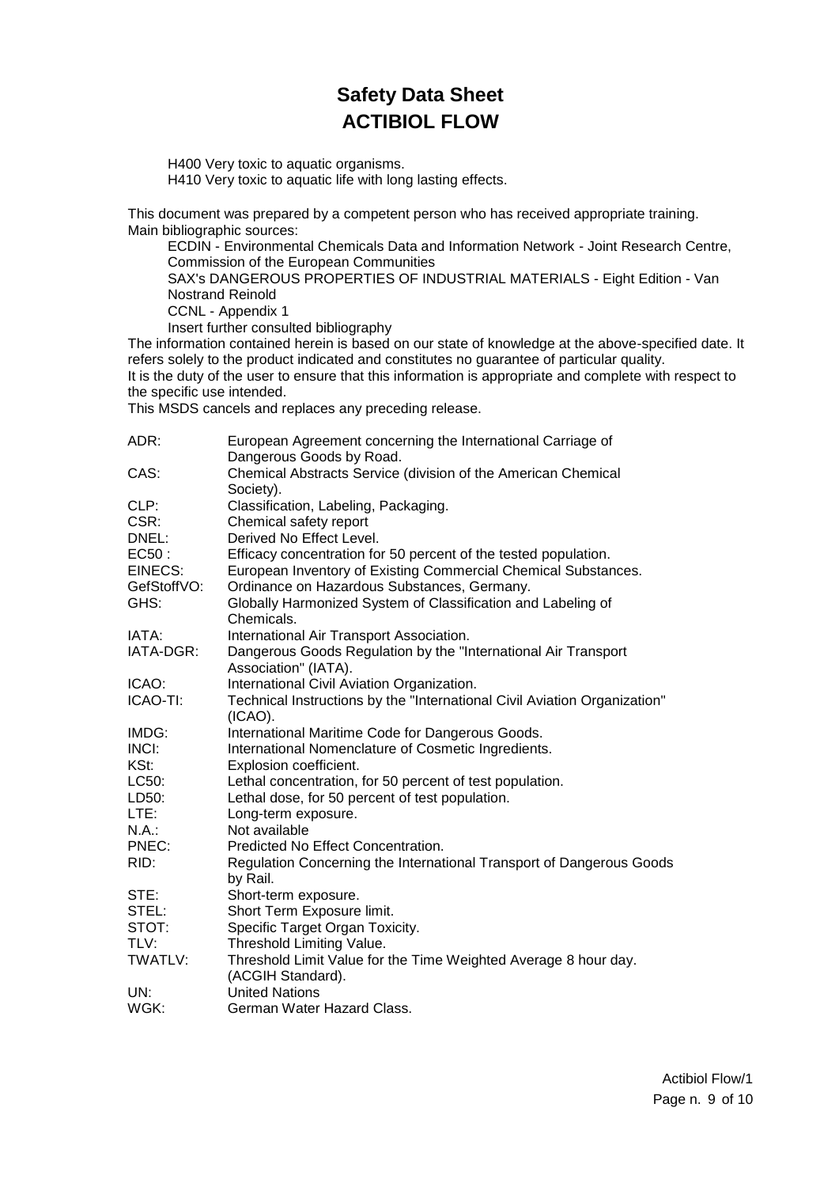H400 Very toxic to aquatic organisms.
H410 Very toxic to aquatic life with long lasting effects.

This document was prepared by a competent person who has received appropriate training.
Main bibliographic sources:

ECDIN - Environmental Chemicals Data and Information Network - Joint Research Centre, Commission of the European Communities
SAX's DANGEROUS PROPERTIES OF INDUSTRIAL MATERIALS - Eight Edition - Van Nostrand Reinold
CCNL - Appendix 1
Insert further consulted bibliography

The information contained herein is based on our state of knowledge at the above-specified date. It refers solely to the product indicated and constitutes no guarantee of particular quality.
It is the duty of the user to ensure that this information is appropriate and complete with respect to the specific use intended.
This MSDS cancels and replaces any preceding release.

| | |
|---|---|
| ADR: | European Agreement concerning the International Carriage of Dangerous Goods by Road. |
| CAS: | Chemical Abstracts Service (division of the American Chemical Society). |
| CLP: | Classification, Labeling, Packaging. |
| CSR: | Chemical safety report |
| DNEL: | Derived No Effect Level. |
| EC50 : | Efficacy concentration for 50 percent of the tested population. |
| EINECS: | European Inventory of Existing Commercial Chemical Substances. |
| GefStoffVO: | Ordinance on Hazardous Substances, Germany. |
| GHS: | Globally Harmonized System of Classification and Labeling of Chemicals. |
| IATA: | International Air Transport Association. |
| IATA-DGR: | Dangerous Goods Regulation by the "International Air Transport Association" (IATA). |
| ICAO: | International Civil Aviation Organization. |
| ICAO-TI: | Technical Instructions by the "International Civil Aviation Organization" (ICAO). |
| IMDG: | International Maritime Code for Dangerous Goods. |
| INCI: | International Nomenclature of Cosmetic Ingredients. |
| KSt: | Explosion coefficient. |
| LC50: | Lethal concentration, for 50 percent of test population. |
| LD50: | Lethal dose, for 50 percent of test population. |
| LTE: | Long-term exposure. |
| N.A.: | Not available |
| PNEC: | Predicted No Effect Concentration. |
| RID: | Regulation Concerning the International Transport of Dangerous Goods by Rail. |
| STE: | Short-term exposure. |
| STEL: | Short Term Exposure limit. |
| STOT: | Specific Target Organ Toxicity. |
| TLV: | Threshold Limiting Value. |
| TWATLV: | Threshold Limit Value for the Time Weighted Average 8 hour day. (ACGIH Standard). |
| UN: | United Nations |
| WGK: | German Water Hazard Class. |